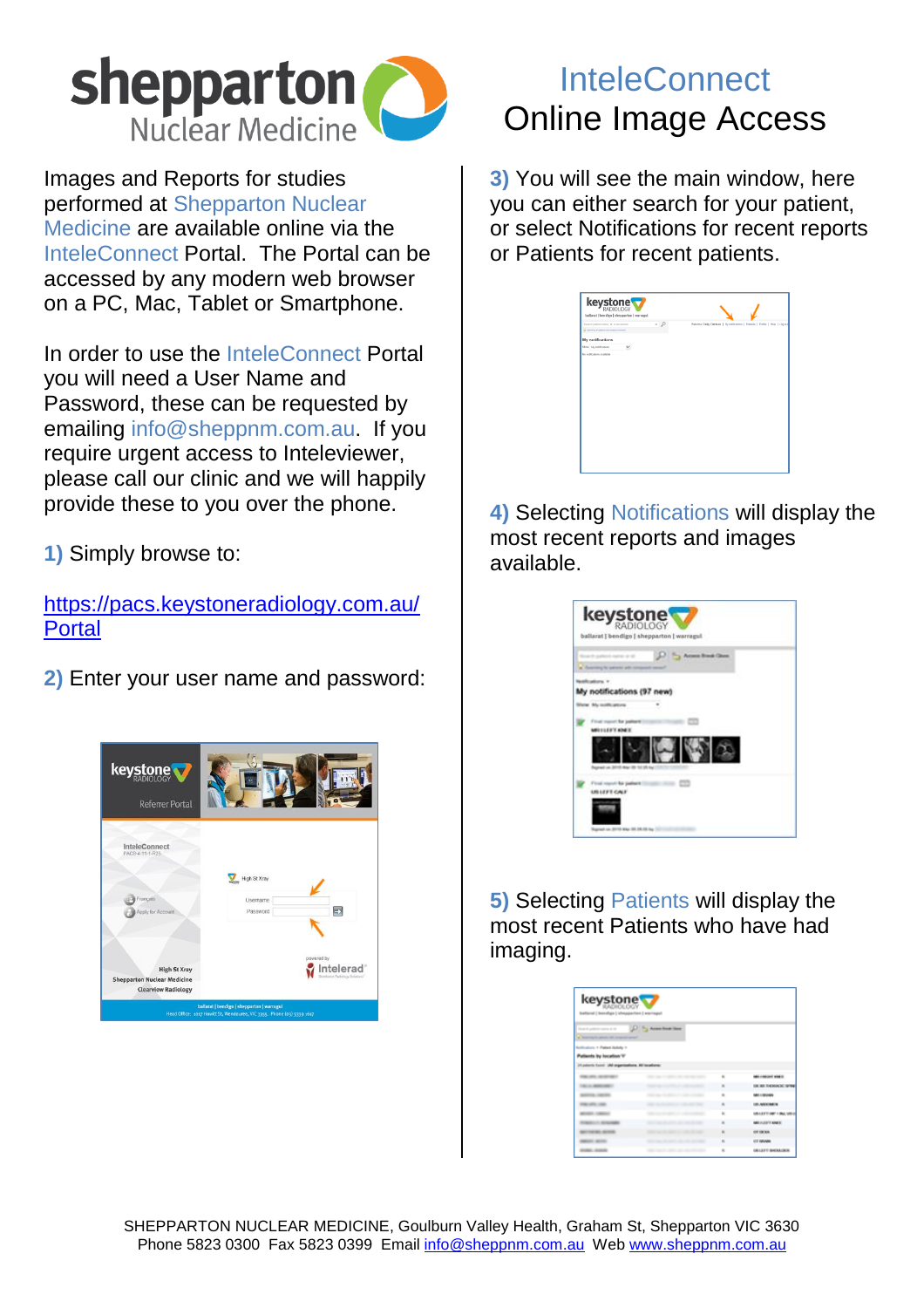# shepparton Nuclear Medicine

# InteleConnect Online Image Access

Images and Reports for studies performed at Shepparton Nuclear Medicine are available online via the InteleConnect Portal. The Portal can be accessed by any modern web browser on a PC, Mac, Tablet or Smartphone.

In order to use the InteleConnect Portal you will need a User Name and Password, these can be requested by emailing info@sheppnm.com.au. If you require urgent access to Inteleviewer, please call our clinic and we will happily provide these to you over the phone.

**1)** Simply browse to:

https://pacs.keystoneradiology.com.au/Portal

**2)** Enter your user name and password:

**3)** You will see the main window, here you can either search for your patient, or select Notifications for recent reports or Patients for recent patients.

**4)** Selecting Notifications will display the most recent reports and images available.

**5)** Selecting Patients will display the most recent Patients who have had imaging.

SHEPPARTON NUCLEAR MEDICINE, Goulburn Valley Health, Graham St, Shepparton VIC 3630
Phone 5823 0300 Fax 5823 0399 Email info@sheppnm.com.au Web www.sheppnm.com.au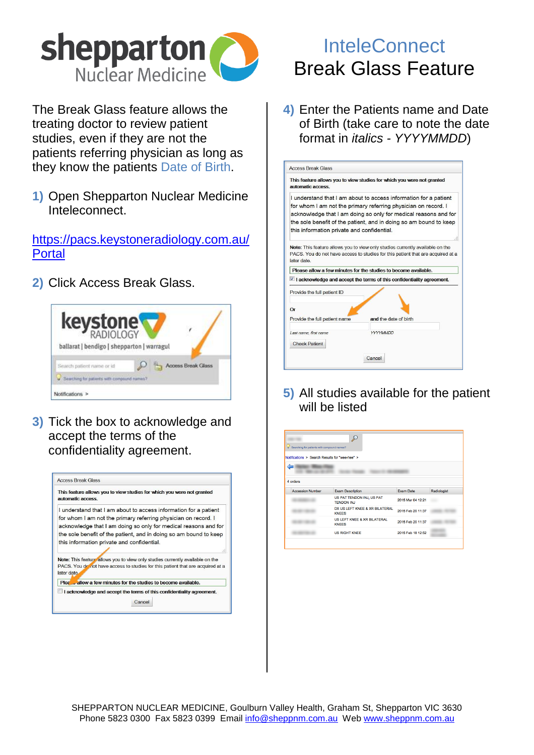# InteleConnect Break Glass Feature

The Break Glass feature allows the treating doctor to review patient studies, even if they are not the patients referring physician as long as they know the patients Date of Birth.

**1)** Open Shepparton Nuclear Medicine Inteleconnect.

[https://pacs.keystoneradiology.com.au/Portal](https://pacs.keystoneradiology.com.au/Portal)

**2)** Click Access Break Glass.

**3)** Tick the box to acknowledge and accept the terms of the confidentiality agreement.

**4)** Enter the Patients name and Date of Birth (take care to note the date format in *italics* - *YYYYMMDD*)

**5)** All studies available for the patient will be listed

SHEPPARTON NUCLEAR MEDICINE, Goulburn Valley Health, Graham St, Shepparton VIC 3630
Phone 5823 0300 Fax 5823 0399 Email info@sheppnm.com.au Web www.sheppnm.com.au